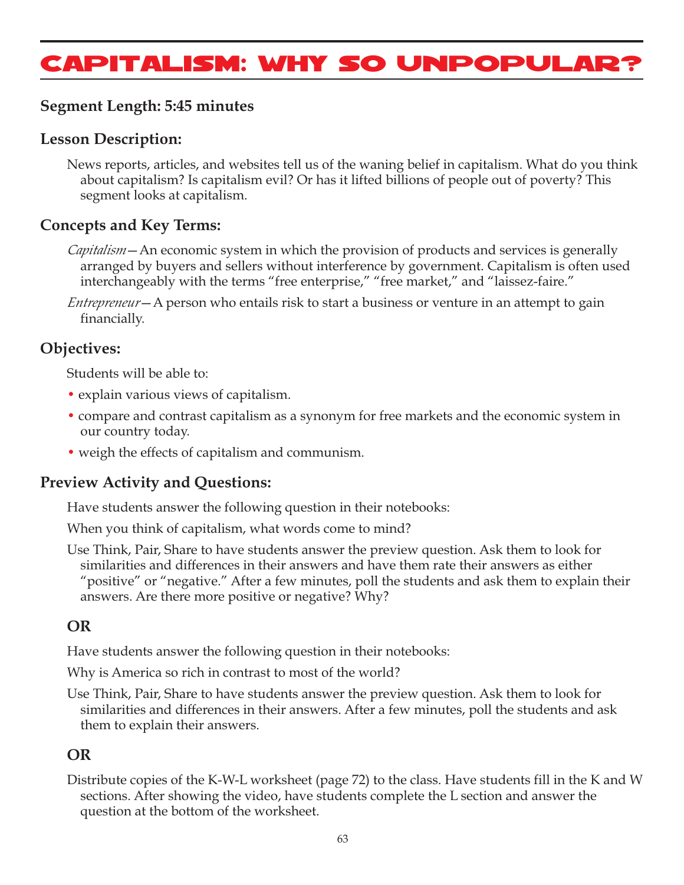# CAPITALISM: WHY SO UNPOPULAR?

## Segment Length: 5:45 minutes

## Lesson Description:

News reports, articles, and websites tell us of the waning belief in capitalism. What do you think about capitalism? Is capitalism evil? Or has it lifted billions of people out of poverty? This segment looks at capitalism.

## Concepts and Key Terms:

*Capitalism*—An economic system in which the provision of products and services is generally arranged by buyers and sellers without interference by government. Capitalism is often used interchangeably with the terms "free enterprise," "free market," and "laissez-faire."

*Entrepreneur*—A person who entails risk to start a business or venture in an attempt to gain financially.

## Objectives:

Students will be able to:

- explain various views of capitalism.
- compare and contrast capitalism as a synonym for free markets and the economic system in our country today.
- weigh the effects of capitalism and communism.

## Preview Activity and Questions:

Have students answer the following question in their notebooks:

When you think of capitalism, what words come to mind?

Use Think, Pair, Share to have students answer the preview question. Ask them to look for similarities and differences in their answers and have them rate their answers as either "positive" or "negative." After a few minutes, poll the students and ask them to explain their answers. Are there more positive or negative? Why?

### OR

Have students answer the following question in their notebooks:

Why is America so rich in contrast to most of the world?

Use Think, Pair, Share to have students answer the preview question. Ask them to look for similarities and differences in their answers. After a few minutes, poll the students and ask them to explain their answers.

### OR

Distribute copies of the K-W-L worksheet (page 72) to the class. Have students fill in the K and W sections. After showing the video, have students complete the L section and answer the question at the bottom of the worksheet.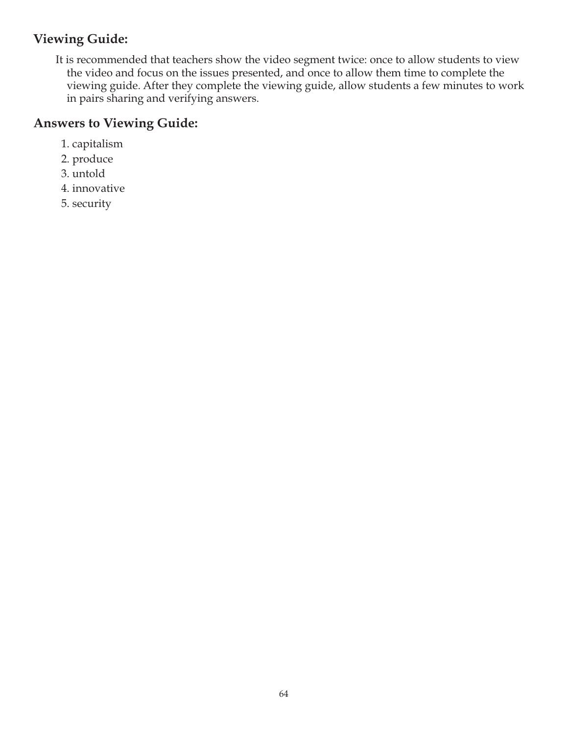## Viewing Guide:

It is recommended that teachers show the video segment twice: once to allow students to view the video and focus on the issues presented, and once to allow them time to complete the viewing guide. After they complete the viewing guide, allow students a few minutes to work in pairs sharing and verifying answers.

## Answers to Viewing Guide:

1. capitalism
2. produce
3. untold
4. innovative
5. security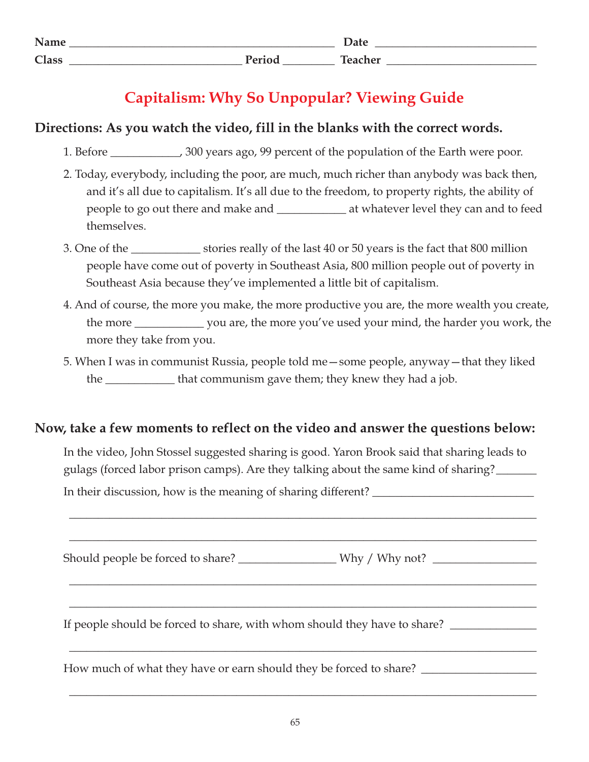Name ____________________________________________ Date ___________________________

Class _____________________________ Period ________ Teacher _________________________

# Capitalism: Why So Unpopular? Viewing Guide

**Directions: As you watch the video, fill in the blanks with the correct words.**

1. Before ___________, 300 years ago, 99 percent of the population of the Earth were poor.
2. Today, everybody, including the poor, are much, much richer than anybody was back then, and it's all due to capitalism. It's all due to the freedom, to property rights, the ability of people to go out there and make and ___________ at whatever level they can and to feed themselves.
3. One of the ___________ stories really of the last 40 or 50 years is the fact that 800 million people have come out of poverty in Southeast Asia, 800 million people out of poverty in Southeast Asia because they've implemented a little bit of capitalism.
4. And of course, the more you make, the more productive you are, the more wealth you create, the more ___________ you are, the more you've used your mind, the harder you work, the more they take from you.
5. When I was in communist Russia, people told me—some people, anyway—that they liked the ___________ that communism gave them; they knew they had a job.

**Now, take a few moments to reflect on the video and answer the questions below:**

In the video, John Stossel suggested sharing is good. Yaron Brook said that sharing leads to gulags (forced labor prison camps). Are they talking about the same kind of sharing? _______

In their discussion, how is the meaning of sharing different? ___________________________

_______________________________________________________________________________

_______________________________________________________________________________

Should people be forced to share? ________________ Why / Why not? _________________

_______________________________________________________________________________

_______________________________________________________________________________

If people should be forced to share, with whom should they have to share? ______________

_______________________________________________________________________________

How much of what they have or earn should they be forced to share? ___________________

_______________________________________________________________________________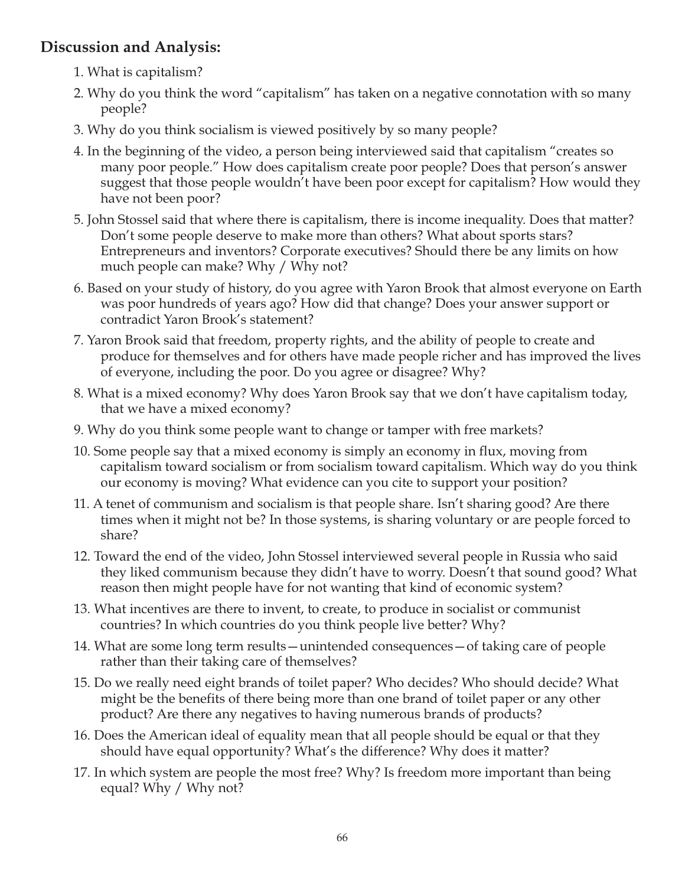## Discussion and Analysis:

1. What is capitalism?
2. Why do you think the word "capitalism" has taken on a negative connotation with so many people?
3. Why do you think socialism is viewed positively by so many people?
4. In the beginning of the video, a person being interviewed said that capitalism "creates so many poor people." How does capitalism create poor people? Does that person's answer suggest that those people wouldn't have been poor except for capitalism? How would they have not been poor?
5. John Stossel said that where there is capitalism, there is income inequality. Does that matter? Don't some people deserve to make more than others? What about sports stars? Entrepreneurs and inventors? Corporate executives? Should there be any limits on how much people can make? Why / Why not?
6. Based on your study of history, do you agree with Yaron Brook that almost everyone on Earth was poor hundreds of years ago? How did that change? Does your answer support or contradict Yaron Brook's statement?
7. Yaron Brook said that freedom, property rights, and the ability of people to create and produce for themselves and for others have made people richer and has improved the lives of everyone, including the poor. Do you agree or disagree? Why?
8. What is a mixed economy? Why does Yaron Brook say that we don't have capitalism today, that we have a mixed economy?
9. Why do you think some people want to change or tamper with free markets?
10. Some people say that a mixed economy is simply an economy in flux, moving from capitalism toward socialism or from socialism toward capitalism. Which way do you think our economy is moving? What evidence can you cite to support your position?
11. A tenet of communism and socialism is that people share. Isn't sharing good? Are there times when it might not be? In those systems, is sharing voluntary or are people forced to share?
12. Toward the end of the video, John Stossel interviewed several people in Russia who said they liked communism because they didn't have to worry. Doesn't that sound good? What reason then might people have for not wanting that kind of economic system?
13. What incentives are there to invent, to create, to produce in socialist or communist countries? In which countries do you think people live better? Why?
14. What are some long term results—unintended consequences—of taking care of people rather than their taking care of themselves?
15. Do we really need eight brands of toilet paper? Who decides? Who should decide? What might be the benefits of there being more than one brand of toilet paper or any other product? Are there any negatives to having numerous brands of products?
16. Does the American ideal of equality mean that all people should be equal or that they should have equal opportunity? What's the difference? Why does it matter?
17. In which system are people the most free? Why? Is freedom more important than being equal? Why / Why not?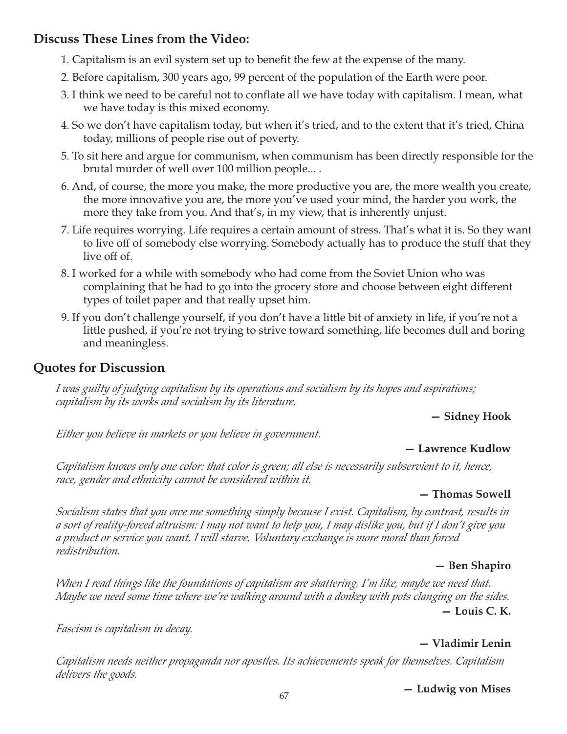## Discuss These Lines from the Video:

1. Capitalism is an evil system set up to benefit the few at the expense of the many.
2. Before capitalism, 300 years ago, 99 percent of the population of the Earth were poor.
3. I think we need to be careful not to conflate all we have today with capitalism. I mean, what we have today is this mixed economy.
4. So we don't have capitalism today, but when it's tried, and to the extent that it's tried, China today, millions of people rise out of poverty.
5. To sit here and argue for communism, when communism has been directly responsible for the brutal murder of well over 100 million people... .
6. And, of course, the more you make, the more productive you are, the more wealth you create, the more innovative you are, the more you've used your mind, the harder you work, the more they take from you. And that's, in my view, that is inherently unjust.
7. Life requires worrying. Life requires a certain amount of stress. That's what it is. So they want to live off of somebody else worrying. Somebody actually has to produce the stuff that they live off of.
8. I worked for a while with somebody who had come from the Soviet Union who was complaining that he had to go into the grocery store and choose between eight different types of toilet paper and that really upset him.
9. If you don't challenge yourself, if you don't have a little bit of anxiety in life, if you're not a little pushed, if you're not trying to strive toward something, life becomes dull and boring and meaningless.

## Quotes for Discussion

*I was guilty of judging capitalism by its operations and socialism by its hopes and aspirations; capitalism by its works and socialism by its literature.*

**— Sidney Hook**

*Either you believe in markets or you believe in government.*

**— Lawrence Kudlow**

*Capitalism knows only one color: that color is green; all else is necessarily subservient to it, hence, race, gender and ethnicity cannot be considered within it.*

**— Thomas Sowell**

*Socialism states that you owe me something simply because I exist. Capitalism, by contrast, results in a sort of reality-forced altruism: I may not want to help you, I may dislike you, but if I don't give you a product or service you want, I will starve. Voluntary exchange is more moral than forced redistribution.*

**— Ben Shapiro**

*When I read things like the foundations of capitalism are shattering, I'm like, maybe we need that. Maybe we need some time where we're walking around with a donkey with pots clanging on the sides.*

**— Louis C. K.**

*Fascism is capitalism in decay.*

**— Vladimir Lenin**

*Capitalism needs neither propaganda nor apostles. Its achievements speak for themselves. Capitalism delivers the goods.*

**— Ludwig von Mises**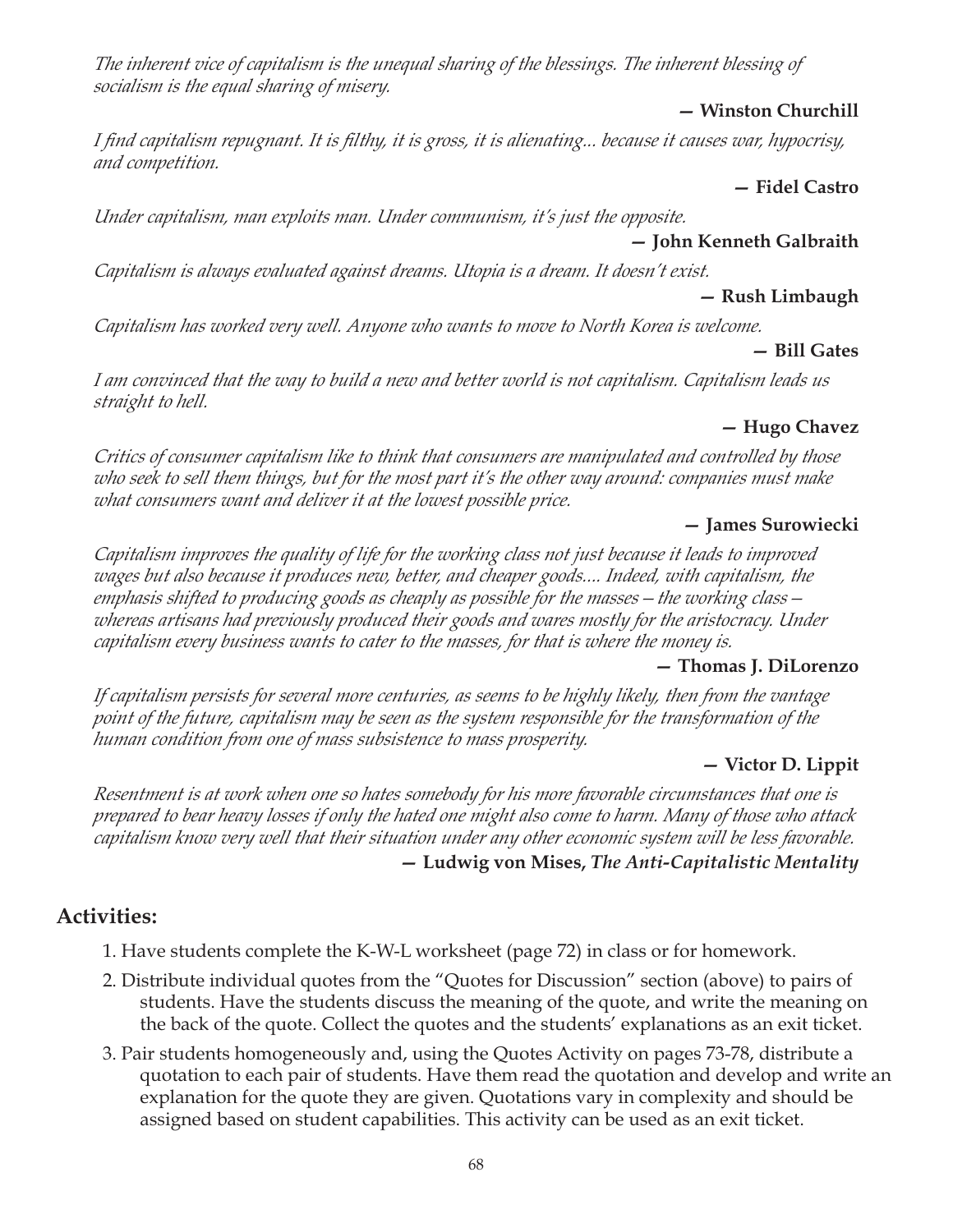*The inherent vice of capitalism is the unequal sharing of the blessings. The inherent blessing of socialism is the equal sharing of misery.*

**— Winston Churchill**

*I find capitalism repugnant. It is filthy, it is gross, it is alienating... because it causes war, hypocrisy, and competition.*

**— Fidel Castro**

*Under capitalism, man exploits man. Under communism, it's just the opposite.*

**— John Kenneth Galbraith**

*Capitalism is always evaluated against dreams. Utopia is a dream. It doesn't exist.*

**— Rush Limbaugh**

*Capitalism has worked very well. Anyone who wants to move to North Korea is welcome.*

**— Bill Gates**

*I am convinced that the way to build a new and better world is not capitalism. Capitalism leads us straight to hell.*

**— Hugo Chavez**

*Critics of consumer capitalism like to think that consumers are manipulated and controlled by those who seek to sell them things, but for the most part it's the other way around: companies must make what consumers want and deliver it at the lowest possible price.*

**— James Surowiecki**

*Capitalism improves the quality of life for the working class not just because it leads to improved wages but also because it produces new, better, and cheaper goods.... Indeed, with capitalism, the emphasis shifted to producing goods as cheaply as possible for the masses – the working class – whereas artisans had previously produced their goods and wares mostly for the aristocracy. Under capitalism every business wants to cater to the masses, for that is where the money is.*

**— Thomas J. DiLorenzo**

*If capitalism persists for several more centuries, as seems to be highly likely, then from the vantage point of the future, capitalism may be seen as the system responsible for the transformation of the human condition from one of mass subsistence to mass prosperity.*

**— Victor D. Lippit**

*Resentment is at work when one so hates somebody for his more favorable circumstances that one is prepared to bear heavy losses if only the hated one might also come to harm. Many of those who attack capitalism know very well that their situation under any other economic system will be less favorable.*

**— Ludwig von Mises, *The Anti-Capitalistic Mentality***

## Activities:

1. Have students complete the K-W-L worksheet (page 72) in class or for homework.
2. Distribute individual quotes from the "Quotes for Discussion" section (above) to pairs of students. Have the students discuss the meaning of the quote, and write the meaning on the back of the quote. Collect the quotes and the students' explanations as an exit ticket.
3. Pair students homogeneously and, using the Quotes Activity on pages 73-78, distribute a quotation to each pair of students. Have them read the quotation and develop and write an explanation for the quote they are given. Quotations vary in complexity and should be assigned based on student capabilities. This activity can be used as an exit ticket.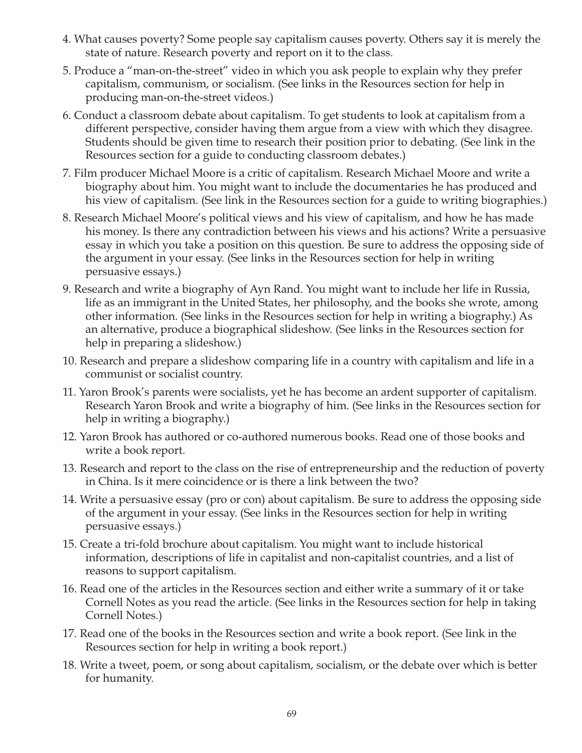4. What causes poverty? Some people say capitalism causes poverty. Others say it is merely the state of nature. Research poverty and report on it to the class.

5. Produce a "man-on-the-street" video in which you ask people to explain why they prefer capitalism, communism, or socialism. (See links in the Resources section for help in producing man-on-the-street videos.)

6. Conduct a classroom debate about capitalism. To get students to look at capitalism from a different perspective, consider having them argue from a view with which they disagree. Students should be given time to research their position prior to debating. (See link in the Resources section for a guide to conducting classroom debates.)

7. Film producer Michael Moore is a critic of capitalism. Research Michael Moore and write a biography about him. You might want to include the documentaries he has produced and his view of capitalism. (See link in the Resources section for a guide to writing biographies.)

8. Research Michael Moore's political views and his view of capitalism, and how he has made his money. Is there any contradiction between his views and his actions? Write a persuasive essay in which you take a position on this question. Be sure to address the opposing side of the argument in your essay. (See links in the Resources section for help in writing persuasive essays.)

9. Research and write a biography of Ayn Rand. You might want to include her life in Russia, life as an immigrant in the United States, her philosophy, and the books she wrote, among other information. (See links in the Resources section for help in writing a biography.) As an alternative, produce a biographical slideshow. (See links in the Resources section for help in preparing a slideshow.)

10. Research and prepare a slideshow comparing life in a country with capitalism and life in a communist or socialist country.

11. Yaron Brook's parents were socialists, yet he has become an ardent supporter of capitalism. Research Yaron Brook and write a biography of him. (See links in the Resources section for help in writing a biography.)

12. Yaron Brook has authored or co-authored numerous books. Read one of those books and write a book report.

13. Research and report to the class on the rise of entrepreneurship and the reduction of poverty in China. Is it mere coincidence or is there a link between the two?

14. Write a persuasive essay (pro or con) about capitalism. Be sure to address the opposing side of the argument in your essay. (See links in the Resources section for help in writing persuasive essays.)

15. Create a tri-fold brochure about capitalism. You might want to include historical information, descriptions of life in capitalist and non-capitalist countries, and a list of reasons to support capitalism.

16. Read one of the articles in the Resources section and either write a summary of it or take Cornell Notes as you read the article. (See links in the Resources section for help in taking Cornell Notes.)

17. Read one of the books in the Resources section and write a book report. (See link in the Resources section for help in writing a book report.)

18. Write a tweet, poem, or song about capitalism, socialism, or the debate over which is better for humanity.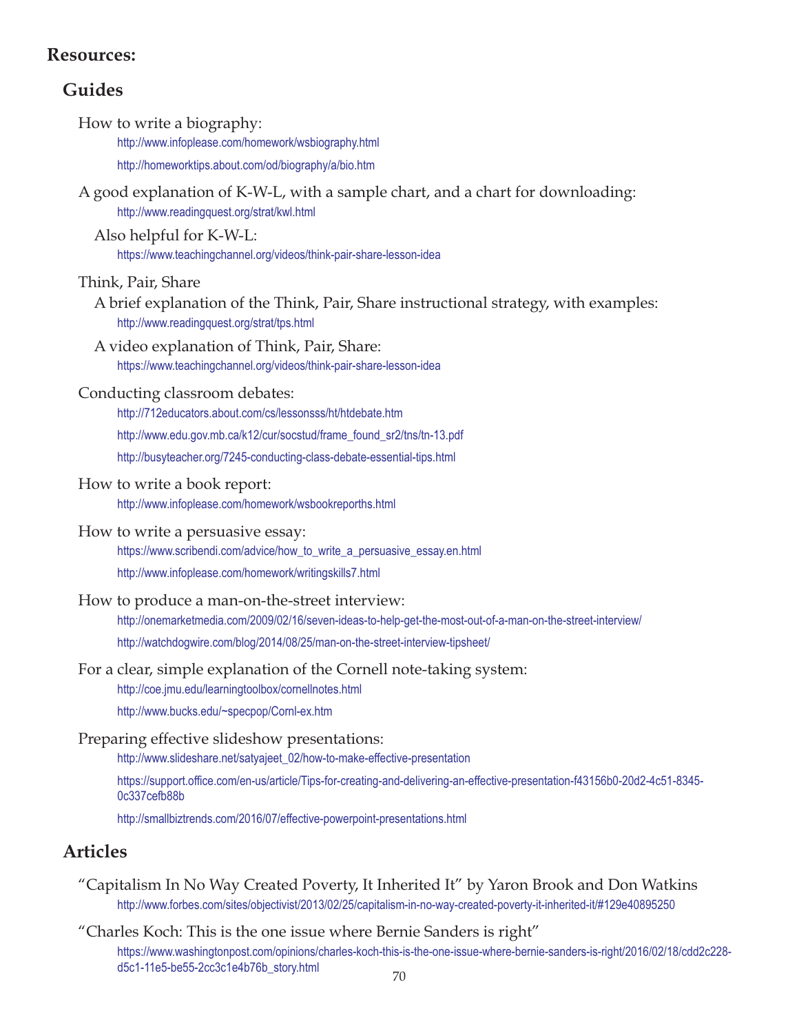# Resources:

## Guides

How to write a biography:

http://www.infoplease.com/homework/wsbiography.html

http://homeworktips.about.com/od/biography/a/bio.htm

A good explanation of K-W-L, with a sample chart, and a chart for downloading:

http://www.readingquest.org/strat/kwl.html

Also helpful for K-W-L:

https://www.teachingchannel.org/videos/think-pair-share-lesson-idea

Think, Pair, Share

A brief explanation of the Think, Pair, Share instructional strategy, with examples:

http://www.readingquest.org/strat/tps.html

A video explanation of Think, Pair, Share:

https://www.teachingchannel.org/videos/think-pair-share-lesson-idea

Conducting classroom debates:

http://712educators.about.com/cs/lessonsss/ht/htdebate.htm

http://www.edu.gov.mb.ca/k12/cur/socstud/frame_found_sr2/tns/tn-13.pdf

http://busyteacher.org/7245-conducting-class-debate-essential-tips.html

How to write a book report:

http://www.infoplease.com/homework/wsbookreporths.html

How to write a persuasive essay:

https://www.scribendi.com/advice/how_to_write_a_persuasive_essay.en.html

http://www.infoplease.com/homework/writingskills7.html

How to produce a man-on-the-street interview:

http://onemarketmedia.com/2009/02/16/seven-ideas-to-help-get-the-most-out-of-a-man-on-the-street-interview/

http://watchdogwire.com/blog/2014/08/25/man-on-the-street-interview-tipsheet/

For a clear, simple explanation of the Cornell note-taking system:

http://coe.jmu.edu/learningtoolbox/cornellnotes.html

http://www.bucks.edu/~specpop/Cornl-ex.htm

Preparing effective slideshow presentations:

http://www.slideshare.net/satyajeet_02/how-to-make-effective-presentation

https://support.office.com/en-us/article/Tips-for-creating-and-delivering-an-effective-presentation-f43156b0-20d2-4c51-8345-0c337cefb88b

http://smallbiztrends.com/2016/07/effective-powerpoint-presentations.html

## Articles

"Capitalism In No Way Created Poverty, It Inherited It" by Yaron Brook and Don Watkins

http://www.forbes.com/sites/objectivist/2013/02/25/capitalism-in-no-way-created-poverty-it-inherited-it/#129e40895250

"Charles Koch: This is the one issue where Bernie Sanders is right"

https://www.washingtonpost.com/opinions/charles-koch-this-is-the-one-issue-where-bernie-sanders-is-right/2016/02/18/cdd2c228-d5c1-11e5-be55-2cc3c1e4b76b_story.html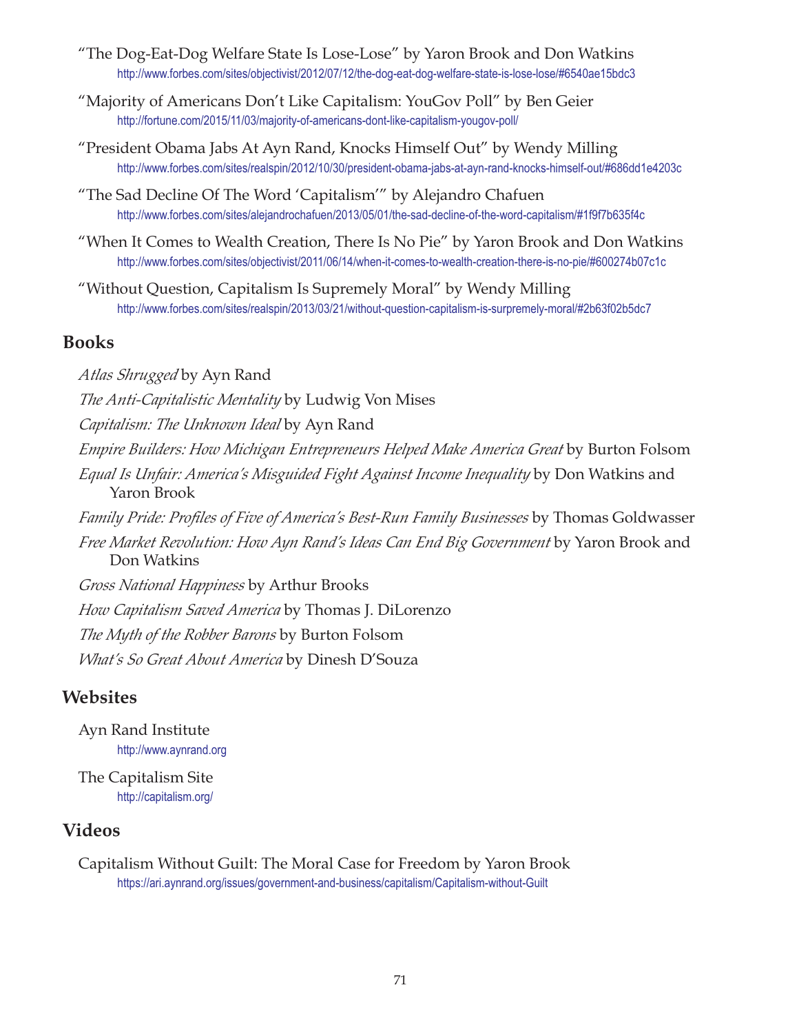"The Dog-Eat-Dog Welfare State Is Lose-Lose" by Yaron Brook and Don Watkins
http://www.forbes.com/sites/objectivist/2012/07/12/the-dog-eat-dog-welfare-state-is-lose-lose/#6540ae15bdc3

"Majority of Americans Don't Like Capitalism: YouGov Poll" by Ben Geier
http://fortune.com/2015/11/03/majority-of-americans-dont-like-capitalism-yougov-poll/

"President Obama Jabs At Ayn Rand, Knocks Himself Out" by Wendy Milling
http://www.forbes.com/sites/realspin/2012/10/30/president-obama-jabs-at-ayn-rand-knocks-himself-out/#686dd1e4203c

"The Sad Decline Of The Word 'Capitalism'" by Alejandro Chafuen
http://www.forbes.com/sites/alejandrochafuen/2013/05/01/the-sad-decline-of-the-word-capitalism/#1f9f7b635f4c

"When It Comes to Wealth Creation, There Is No Pie" by Yaron Brook and Don Watkins
http://www.forbes.com/sites/objectivist/2011/06/14/when-it-comes-to-wealth-creation-there-is-no-pie/#600274b07c1c

"Without Question, Capitalism Is Supremely Moral" by Wendy Milling
http://www.forbes.com/sites/realspin/2013/03/21/without-question-capitalism-is-surpremely-moral/#2b63f02b5dc7

## Books

*Atlas Shrugged* by Ayn Rand

*The Anti-Capitalistic Mentality* by Ludwig Von Mises

*Capitalism: The Unknown Ideal* by Ayn Rand

*Empire Builders: How Michigan Entrepreneurs Helped Make America Great* by Burton Folsom

*Equal Is Unfair: America's Misguided Fight Against Income Inequality* by Don Watkins and Yaron Brook

*Family Pride: Profiles of Five of America's Best-Run Family Businesses* by Thomas Goldwasser

*Free Market Revolution: How Ayn Rand's Ideas Can End Big Government* by Yaron Brook and Don Watkins

*Gross National Happiness* by Arthur Brooks

*How Capitalism Saved America* by Thomas J. DiLorenzo

*The Myth of the Robber Barons* by Burton Folsom

*What's So Great About America* by Dinesh D'Souza

## Websites

Ayn Rand Institute
http://www.aynrand.org

The Capitalism Site
http://capitalism.org/

## Videos

Capitalism Without Guilt: The Moral Case for Freedom by Yaron Brook
https://ari.aynrand.org/issues/government-and-business/capitalism/Capitalism-without-Guilt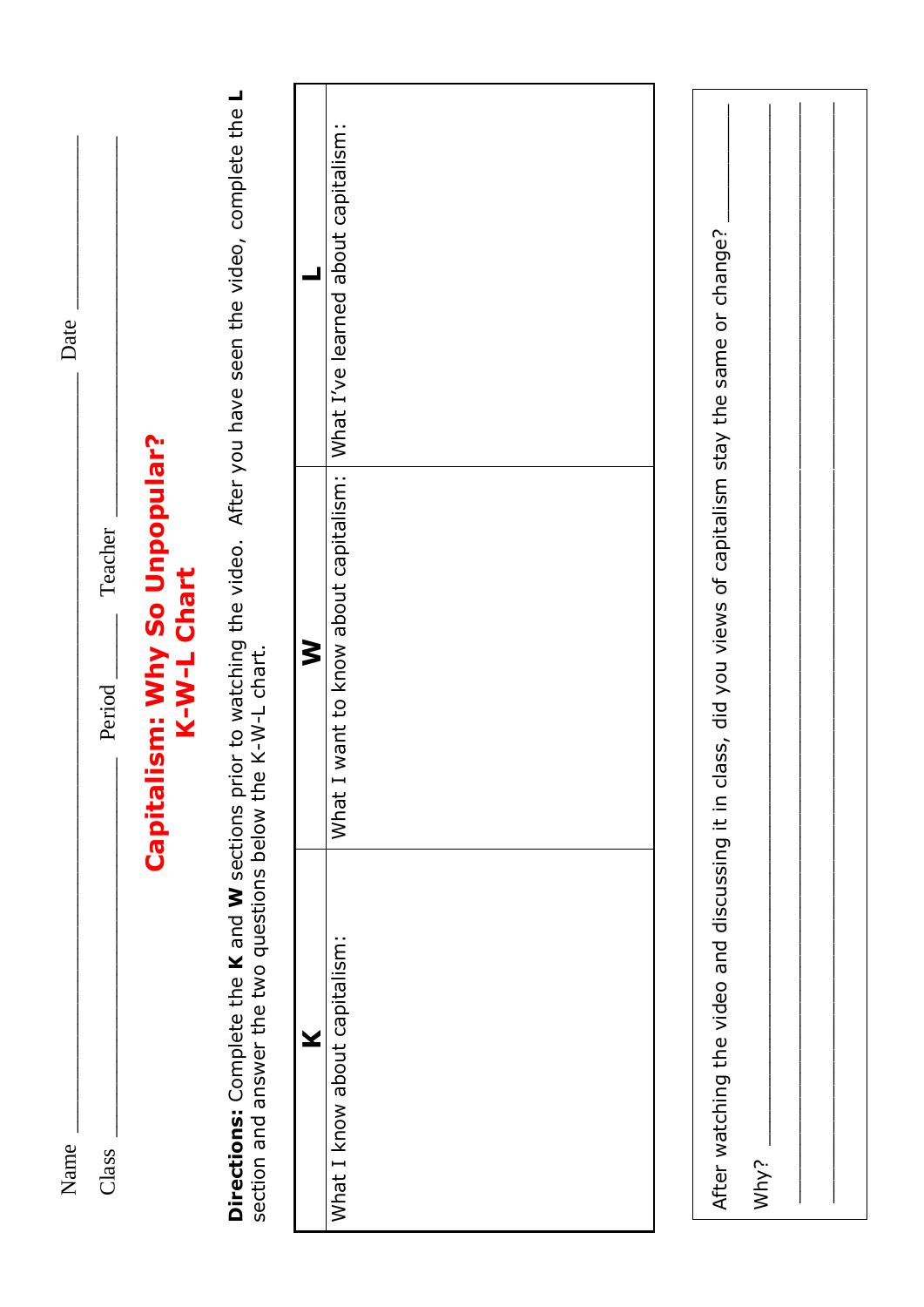Name ______________________________ Date ____________

Class ______________ Period ______ Teacher ______________

# Capitalism: Why So Unpopular?
## K-W-L Chart

**Directions:** Complete the **K** and **W** sections prior to watching the video. After you have seen the video, complete the **L** section and answer the two questions below the K-W-L chart.

| K | W | L |
|---|---|---|
| What I know about capitalism: | What I want to know about capitalism: | What I've learned about capitalism: |

After watching the video and discussing it in class, did you views of capitalism stay the same or change? ______

Why? ______________________________________________

___________________________________________________

___________________________________________________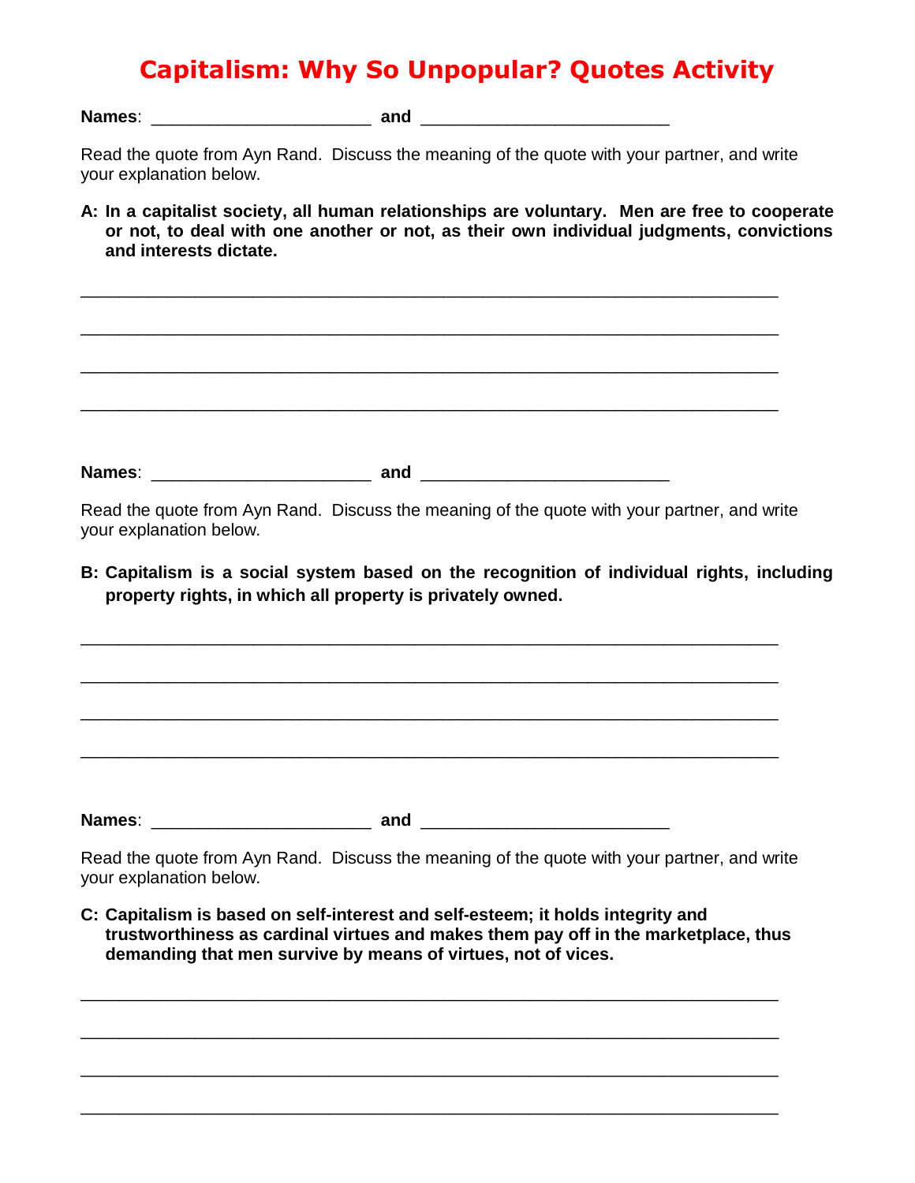# Capitalism: Why So Unpopular? Quotes Activity

**Names**: ______________________ **and** _________________________

Read the quote from Ayn Rand. Discuss the meaning of the quote with your partner, and write your explanation below.

**A: In a capitalist society, all human relationships are voluntary. Men are free to cooperate or not, to deal with one another or not, as their own individual judgments, convictions and interests dictate.**

______________________________________________________________________

______________________________________________________________________

______________________________________________________________________

______________________________________________________________________

**Names**: ______________________ **and** _________________________

Read the quote from Ayn Rand. Discuss the meaning of the quote with your partner, and write your explanation below.

**B: Capitalism is a social system based on the recognition of individual rights, including property rights, in which all property is privately owned.**

______________________________________________________________________

______________________________________________________________________

______________________________________________________________________

______________________________________________________________________

**Names**: ______________________ **and** _________________________

Read the quote from Ayn Rand. Discuss the meaning of the quote with your partner, and write your explanation below.

**C: Capitalism is based on self-interest and self-esteem; it holds integrity and trustworthiness as cardinal virtues and makes them pay off in the marketplace, thus demanding that men survive by means of virtues, not of vices.**

______________________________________________________________________

______________________________________________________________________

______________________________________________________________________

______________________________________________________________________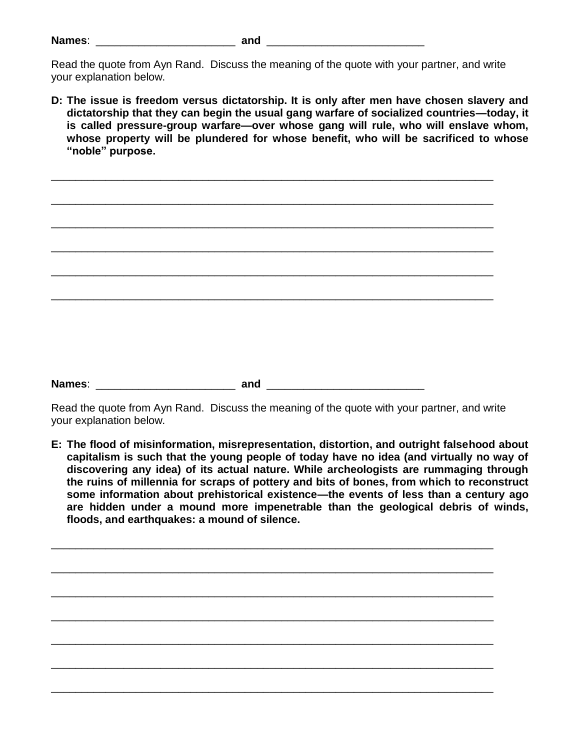**Names**: ______________________ **and** ________________________

Read the quote from Ayn Rand. Discuss the meaning of the quote with your partner, and write your explanation below.

**D: The issue is freedom versus dictatorship. It is only after men have chosen slavery and dictatorship that they can begin the usual gang warfare of socialized countries—today, it is called pressure-group warfare—over whose gang will rule, who will enslave whom, whose property will be plundered for whose benefit, who will be sacrificed to whose "noble" purpose.**

______________________________________________________________________

______________________________________________________________________

______________________________________________________________________

______________________________________________________________________

______________________________________________________________________

______________________________________________________________________

**Names**: ______________________ **and** ________________________

Read the quote from Ayn Rand. Discuss the meaning of the quote with your partner, and write your explanation below.

**E: The flood of misinformation, misrepresentation, distortion, and outright falsehood about capitalism is such that the young people of today have no idea (and virtually no way of discovering any idea) of its actual nature. While archeologists are rummaging through the ruins of millennia for scraps of pottery and bits of bones, from which to reconstruct some information about prehistorical existence—the events of less than a century ago are hidden under a mound more impenetrable than the geological debris of winds, floods, and earthquakes: a mound of silence.**

______________________________________________________________________

______________________________________________________________________

______________________________________________________________________

______________________________________________________________________

______________________________________________________________________

______________________________________________________________________

______________________________________________________________________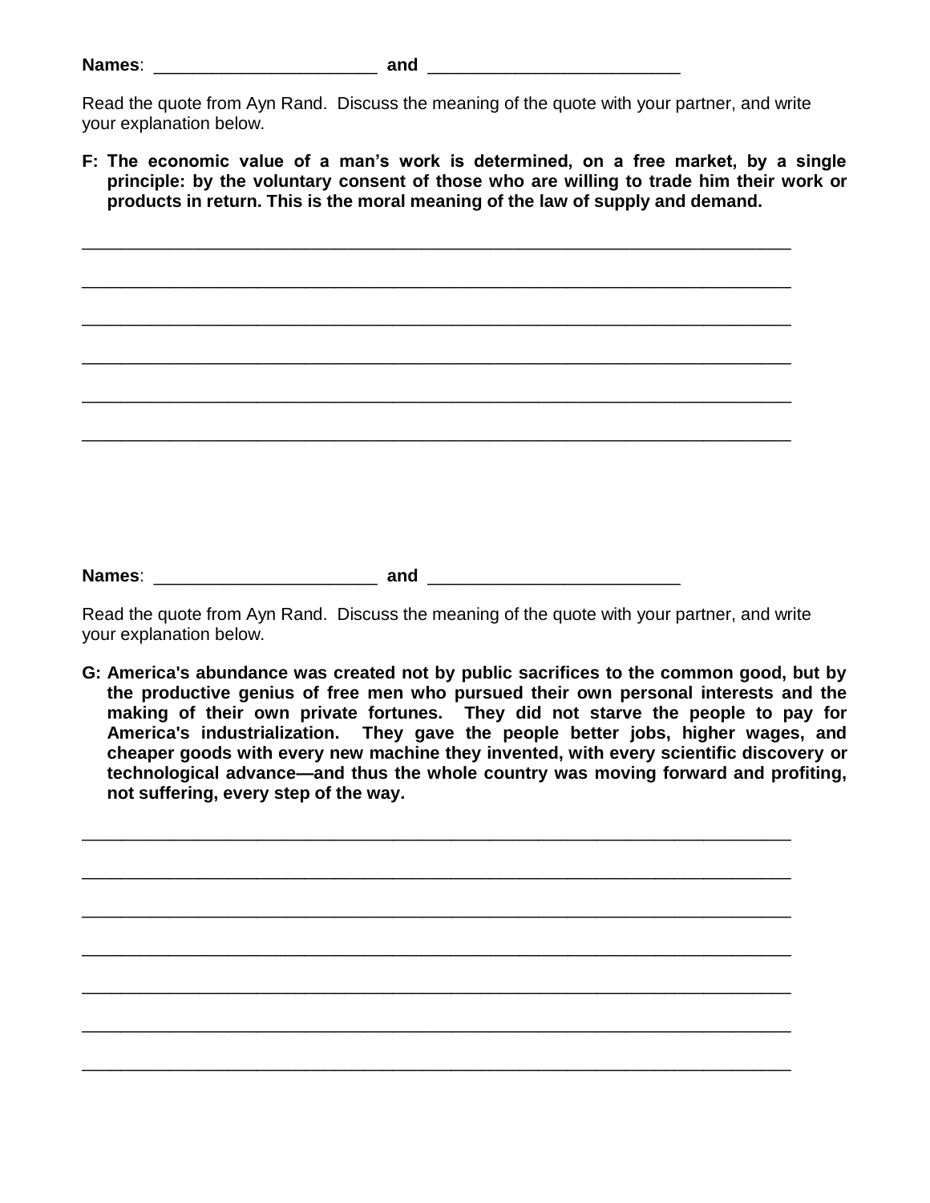**Names**: ______________________ **and** _________________________

Read the quote from Ayn Rand. Discuss the meaning of the quote with your partner, and write your explanation below.

**F: The economic value of a man's work is determined, on a free market, by a single principle: by the voluntary consent of those who are willing to trade him their work or products in return. This is the moral meaning of the law of supply and demand.**

______________________________________________________________________

______________________________________________________________________

______________________________________________________________________

______________________________________________________________________

______________________________________________________________________

______________________________________________________________________

**Names**: ______________________ **and** _________________________

Read the quote from Ayn Rand. Discuss the meaning of the quote with your partner, and write your explanation below.

**G: America's abundance was created not by public sacrifices to the common good, but by the productive genius of free men who pursued their own personal interests and the making of their own private fortunes. They did not starve the people to pay for America's industrialization. They gave the people better jobs, higher wages, and cheaper goods with every new machine they invented, with every scientific discovery or technological advance—and thus the whole country was moving forward and profiting, not suffering, every step of the way.**

______________________________________________________________________

______________________________________________________________________

______________________________________________________________________

______________________________________________________________________

______________________________________________________________________

______________________________________________________________________

______________________________________________________________________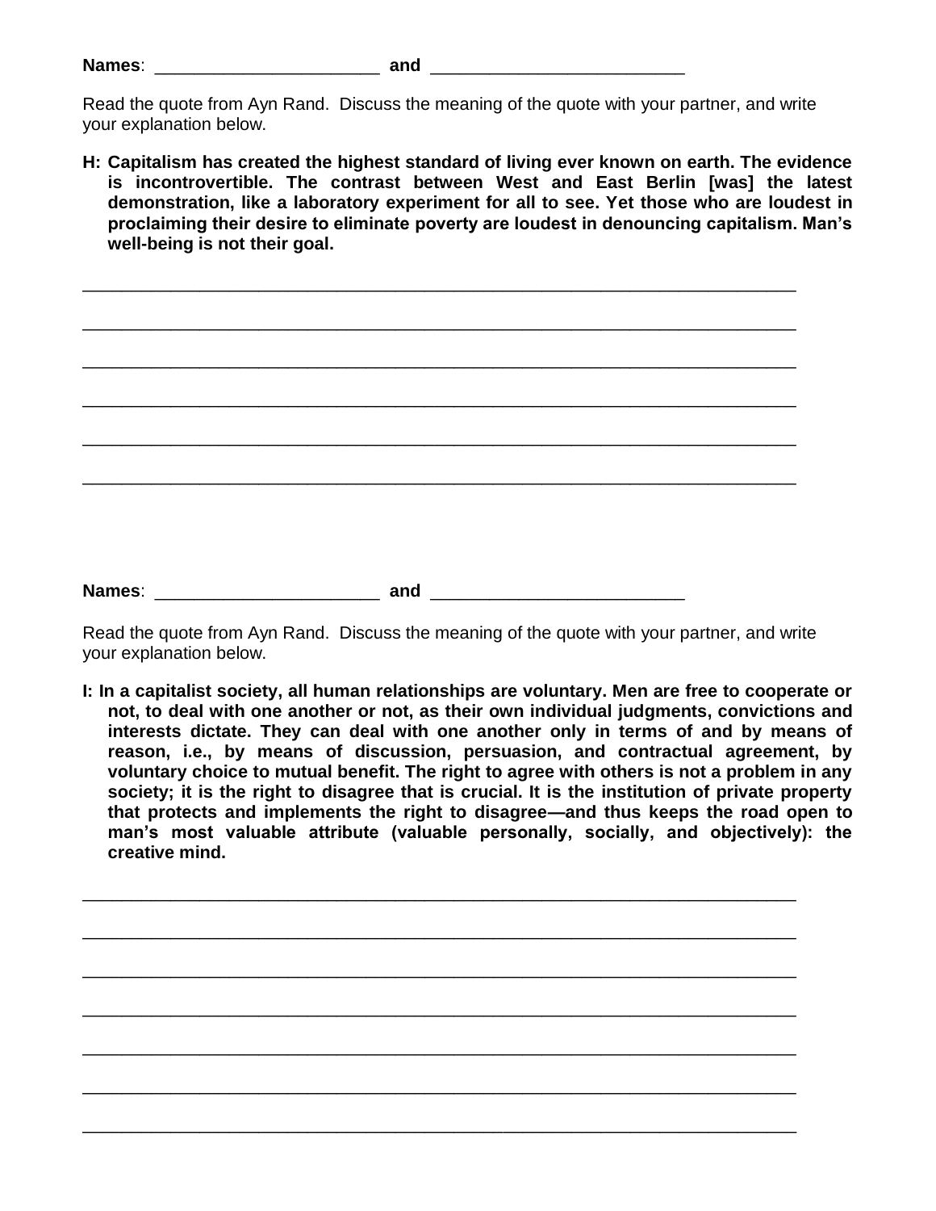**Names**: ______________________ **and** ________________________

Read the quote from Ayn Rand. Discuss the meaning of the quote with your partner, and write your explanation below.

**H: Capitalism has created the highest standard of living ever known on earth. The evidence is incontrovertible. The contrast between West and East Berlin [was] the latest demonstration, like a laboratory experiment for all to see. Yet those who are loudest in proclaiming their desire to eliminate poverty are loudest in denouncing capitalism. Man's well-being is not their goal.**

______________________________________________________________________

______________________________________________________________________

______________________________________________________________________

______________________________________________________________________

______________________________________________________________________

______________________________________________________________________

**Names**: ______________________ **and** ________________________

Read the quote from Ayn Rand. Discuss the meaning of the quote with your partner, and write your explanation below.

**I: In a capitalist society, all human relationships are voluntary. Men are free to cooperate or not, to deal with one another or not, as their own individual judgments, convictions and interests dictate. They can deal with one another only in terms of and by means of reason, i.e., by means of discussion, persuasion, and contractual agreement, by voluntary choice to mutual benefit. The right to agree with others is not a problem in any society; it is the right to disagree that is crucial. It is the institution of private property that protects and implements the right to disagree—and thus keeps the road open to man's most valuable attribute (valuable personally, socially, and objectively): the creative mind.**

______________________________________________________________________

______________________________________________________________________

______________________________________________________________________

______________________________________________________________________

______________________________________________________________________

______________________________________________________________________

______________________________________________________________________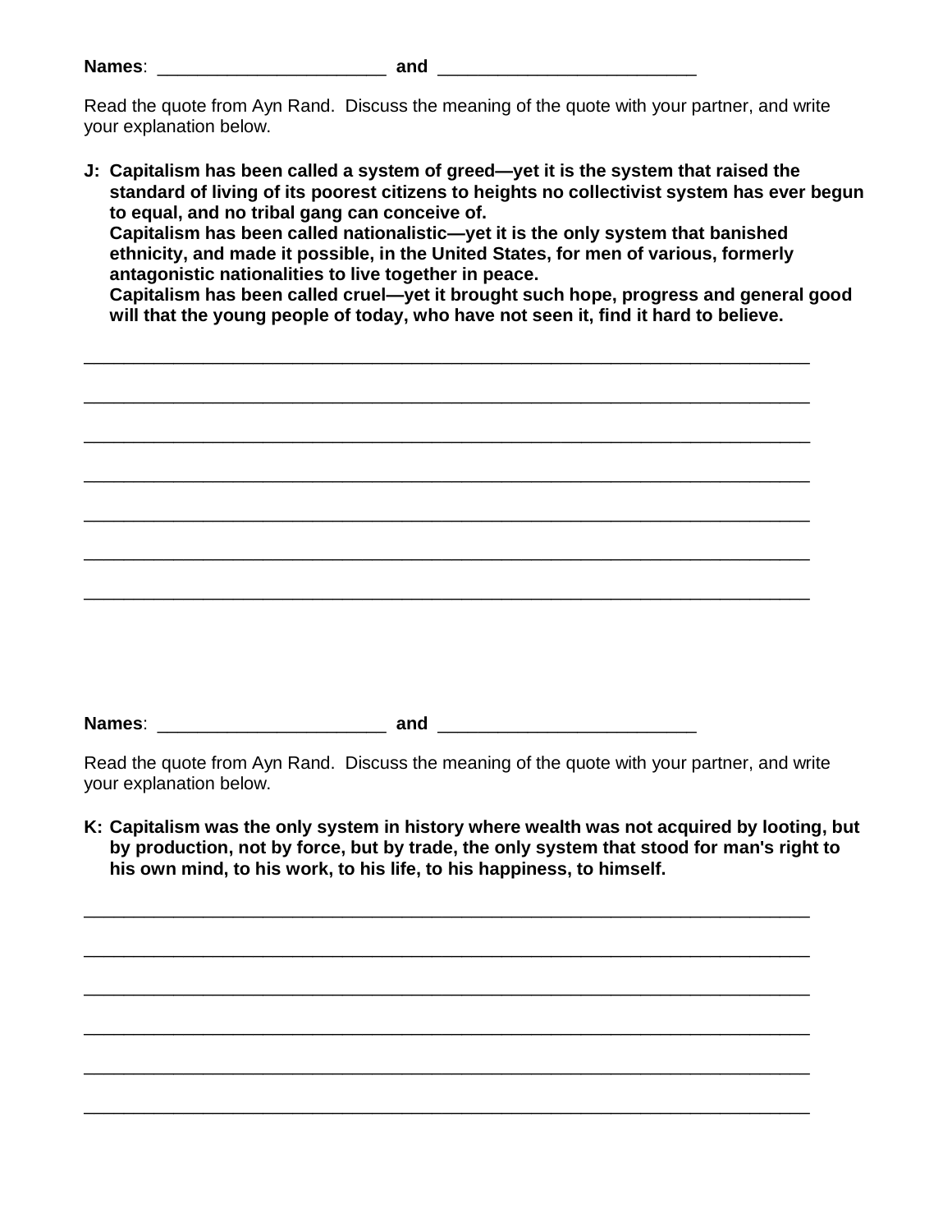**Names**: ______________________ **and** _________________________

Read the quote from Ayn Rand. Discuss the meaning of the quote with your partner, and write your explanation below.

**J: Capitalism has been called a system of greed—yet it is the system that raised the standard of living of its poorest citizens to heights no collectivist system has ever begun to equal, and no tribal gang can conceive of.**
**Capitalism has been called nationalistic—yet it is the only system that banished ethnicity, and made it possible, in the United States, for men of various, formerly antagonistic nationalities to live together in peace.**
**Capitalism has been called cruel—yet it brought such hope, progress and general good will that the young people of today, who have not seen it, find it hard to believe.**

______________________________________________________________________

______________________________________________________________________

______________________________________________________________________

______________________________________________________________________

______________________________________________________________________

______________________________________________________________________

______________________________________________________________________

**Names**: ______________________ **and** _________________________

Read the quote from Ayn Rand. Discuss the meaning of the quote with your partner, and write your explanation below.

**K: Capitalism was the only system in history where wealth was not acquired by looting, but by production, not by force, but by trade, the only system that stood for man's right to his own mind, to his work, to his life, to his happiness, to himself.**

______________________________________________________________________

______________________________________________________________________

______________________________________________________________________

______________________________________________________________________

______________________________________________________________________

______________________________________________________________________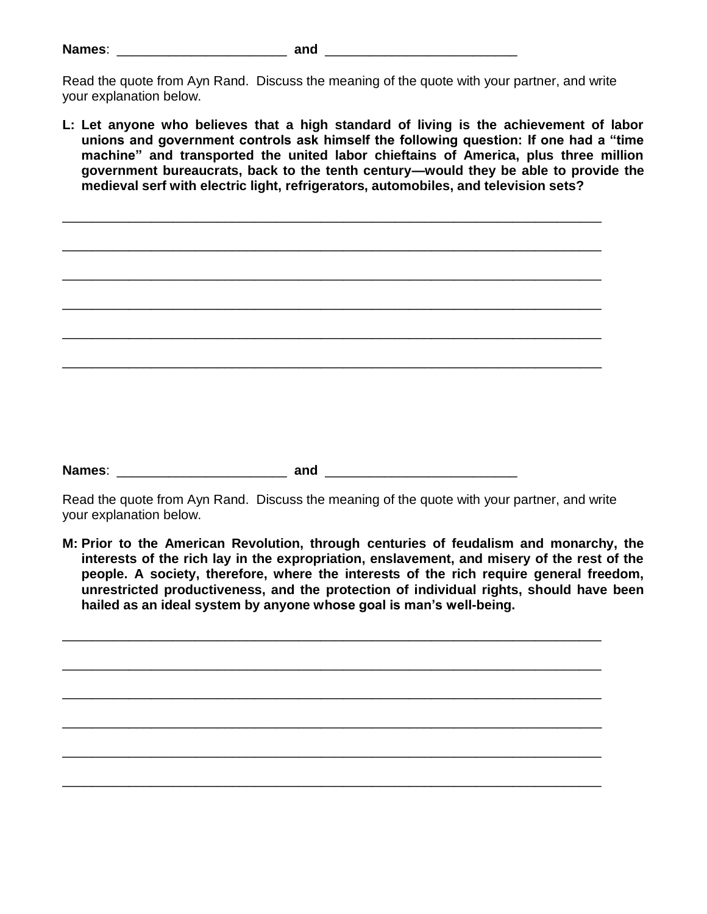**Names**: _______________________ **and** __________________________

Read the quote from Ayn Rand. Discuss the meaning of the quote with your partner, and write your explanation below.

**L: Let anyone who believes that a high standard of living is the achievement of labor unions and government controls ask himself the following question: If one had a "time machine" and transported the united labor chieftains of America, plus three million government bureaucrats, back to the tenth century—would they be able to provide the medieval serf with electric light, refrigerators, automobiles, and television sets?**

_________________________________________________________________________

_________________________________________________________________________

_________________________________________________________________________

_________________________________________________________________________

_________________________________________________________________________

_________________________________________________________________________

**Names**: _______________________ **and** __________________________

Read the quote from Ayn Rand. Discuss the meaning of the quote with your partner, and write your explanation below.

**M: Prior to the American Revolution, through centuries of feudalism and monarchy, the interests of the rich lay in the expropriation, enslavement, and misery of the rest of the people. A society, therefore, where the interests of the rich require general freedom, unrestricted productiveness, and the protection of individual rights, should have been hailed as an ideal system by anyone whose goal is man's well-being.**

_________________________________________________________________________

_________________________________________________________________________

_________________________________________________________________________

_________________________________________________________________________

_________________________________________________________________________

_________________________________________________________________________